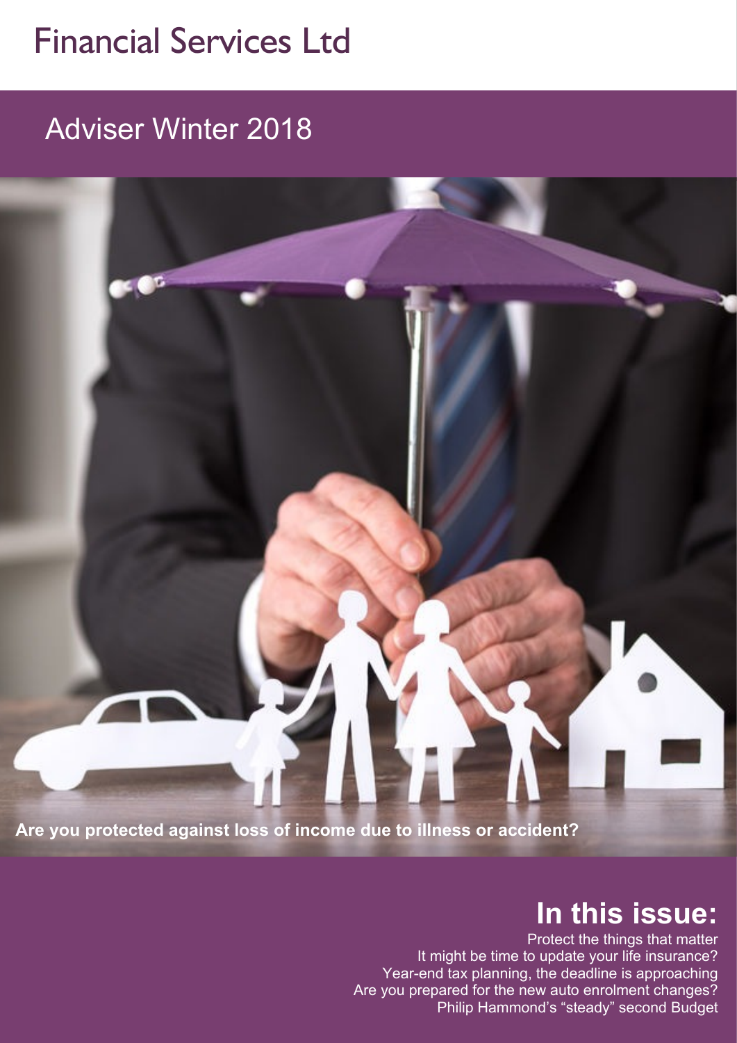# Financial Services Ltd

## Adviser Winter 2018

**Are you protected against loss of income due to illness or accident?**

## In this issue:

Protect the things that matter

It might be time to update your life insurance?

Year-end tax planning, the deadline is approaching

Are you prepared for the new auto enrolment changes?

Philip Hammond's "steady" second Budget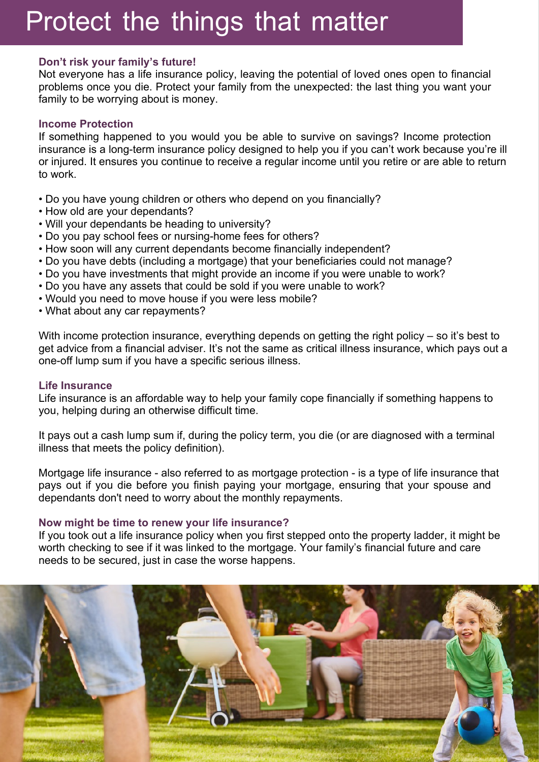# Protect the things that matter

### Don't risk your family's future!

Not everyone has a life insurance policy, leaving the potential of loved ones open to financial problems once you die. Protect your family from the unexpected: the last thing you want your family to be worrying about is money.

### Income Protection

If something happened to you would you be able to survive on savings? Income protection insurance is a long-term insurance policy designed to help you if you can't work because you're ill or injured. It ensures you continue to receive a regular income until you retire or are able to return to work.

- Do you have young children or others who depend on you financially?
- How old are your dependants?
- Will your dependants be heading to university?
- Do you pay school fees or nursing-home fees for others?
- How soon will any current dependants become financially independent?
- Do you have debts (including a mortgage) that your beneficiaries could not manage?
- Do you have investments that might provide an income if you were unable to work?
- Do you have any assets that could be sold if you were unable to work?
- Would you need to move house if you were less mobile?
- What about any car repayments?

With income protection insurance, everything depends on getting the right policy – so it's best to get advice from a financial adviser. It's not the same as critical illness insurance, which pays out a one-off lump sum if you have a specific serious illness.

### Life Insurance

Life insurance is an affordable way to help your family cope financially if something happens to you, helping during an otherwise difficult time.

It pays out a cash lump sum if, during the policy term, you die (or are diagnosed with a terminal illness that meets the policy definition).

Mortgage life insurance - also referred to as mortgage protection - is a type of life insurance that pays out if you die before you finish paying your mortgage, ensuring that your spouse and dependants don't need to worry about the monthly repayments.

### Now might be time to renew your life insurance?

If you took out a life insurance policy when you first stepped onto the property ladder, it might be worth checking to see if it was linked to the mortgage. Your family's financial future and care needs to be secured, just in case the worse happens.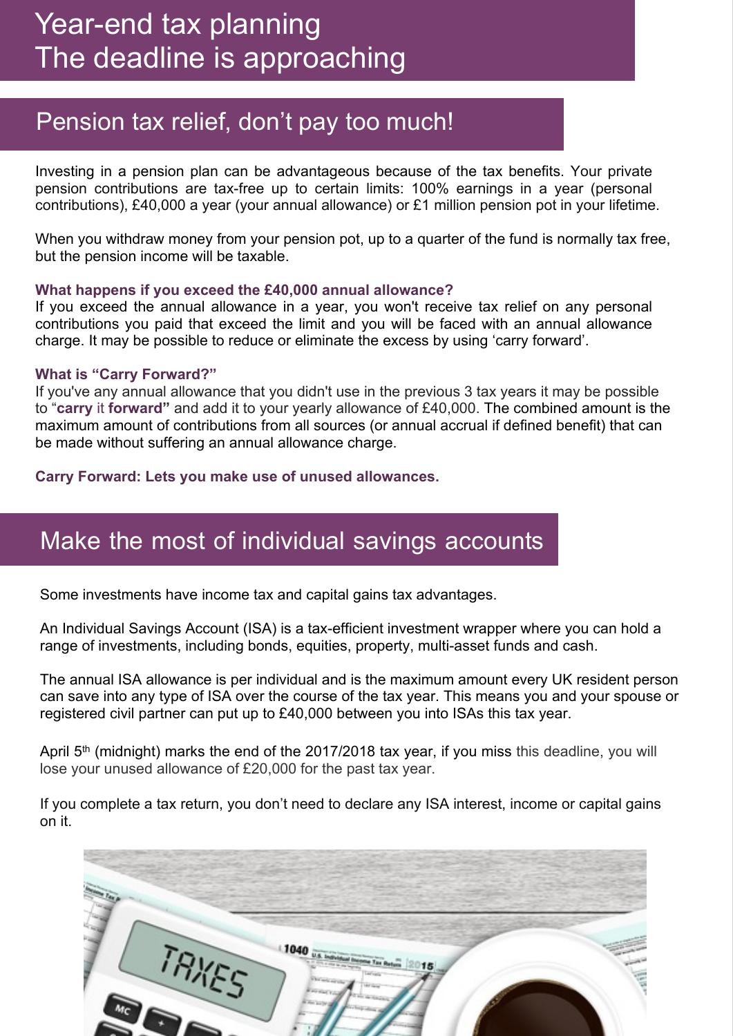# Year-end tax planning
# The deadline is approaching

## Pension tax relief, don't pay too much!

Investing in a pension plan can be advantageous because of the tax benefits. Your private pension contributions are tax-free up to certain limits: 100% earnings in a year (personal contributions), £40,000 a year (your annual allowance) or £1 million pension pot in your lifetime.

When you withdraw money from your pension pot, up to a quarter of the fund is normally tax free, but the pension income will be taxable.

### What happens if you exceed the £40,000 annual allowance?

If you exceed the annual allowance in a year, you won't receive tax relief on any personal contributions you paid that exceed the limit and you will be faced with an annual allowance charge. It may be possible to reduce or eliminate the excess by using 'carry forward'.

### What is "Carry Forward?"

If you've any annual allowance that you didn't use in the previous 3 tax years it may be possible to "**carry** it **forward"** and add it to your yearly allowance of £40,000. The combined amount is the maximum amount of contributions from all sources (or annual accrual if defined benefit) that can be made without suffering an annual allowance charge.

**Carry Forward: Lets you make use of unused allowances.**

## Make the most of individual savings accounts

Some investments have income tax and capital gains tax advantages.

An Individual Savings Account (ISA) is a tax-efficient investment wrapper where you can hold a range of investments, including bonds, equities, property, multi-asset funds and cash.

The annual ISA allowance is per individual and is the maximum amount every UK resident person can save into any type of ISA over the course of the tax year. This means you and your spouse or registered civil partner can put up to £40,000 between you into ISAs this tax year.

April 5th (midnight) marks the end of the 2017/2018 tax year, if you miss this deadline, you will lose your unused allowance of £20,000 for the past tax year.

If you complete a tax return, you don't need to declare any ISA interest, income or capital gains on it.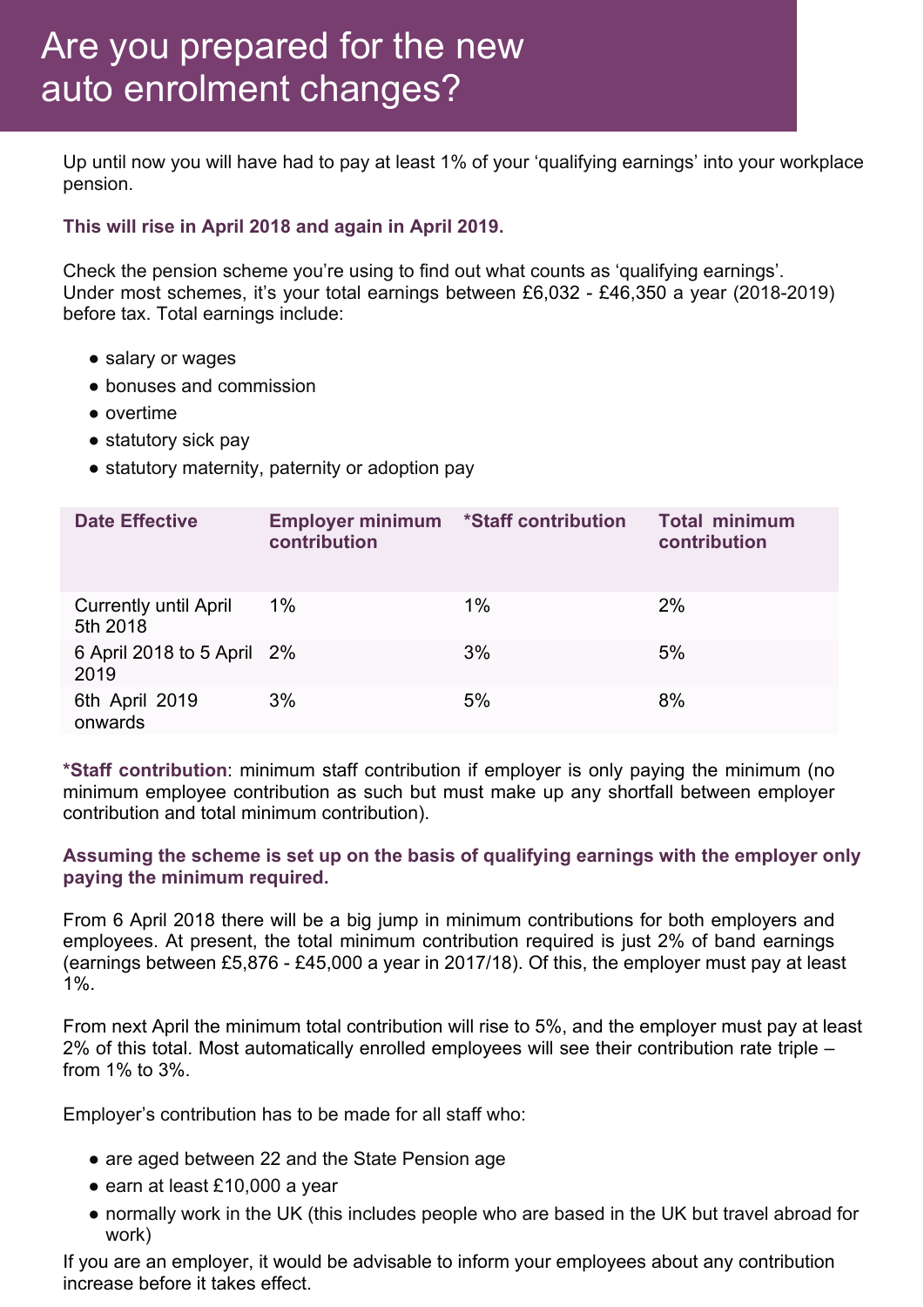# Are you prepared for the new auto enrolment changes?

Up until now you will have had to pay at least 1% of your 'qualifying earnings' into your workplace pension.

**This will rise in April 2018 and again in April 2019.**

Check the pension scheme you're using to find out what counts as 'qualifying earnings'. Under most schemes, it's your total earnings between £6,032 - £46,350 a year (2018-2019) before tax. Total earnings include:

- salary or wages
- bonuses and commission
- overtime
- statutory sick pay
- statutory maternity, paternity or adoption pay

| Date Effective | Employer minimum contribution | *Staff contribution | Total minimum contribution |
|---|---|---|---|
| Currently until April 5th 2018 | 1% | 1% | 2% |
| 6 April 2018 to 5 April 2019 | 2% | 3% | 5% |
| 6th April 2019 onwards | 3% | 5% | 8% |

***Staff contribution**: minimum staff contribution if employer is only paying the minimum (no minimum employee contribution as such but must make up any shortfall between employer contribution and total minimum contribution).

**Assuming the scheme is set up on the basis of qualifying earnings with the employer only paying the minimum required.**

From 6 April 2018 there will be a big jump in minimum contributions for both employers and employees. At present, the total minimum contribution required is just 2% of band earnings (earnings between £5,876 - £45,000 a year in 2017/18). Of this, the employer must pay at least 1%.

From next April the minimum total contribution will rise to 5%, and the employer must pay at least 2% of this total. Most automatically enrolled employees will see their contribution rate triple – from 1% to 3%.

Employer's contribution has to be made for all staff who:

- are aged between 22 and the State Pension age
- earn at least £10,000 a year
- normally work in the UK (this includes people who are based in the UK but travel abroad for work)

If you are an employer, it would be advisable to inform your employees about any contribution increase before it takes effect.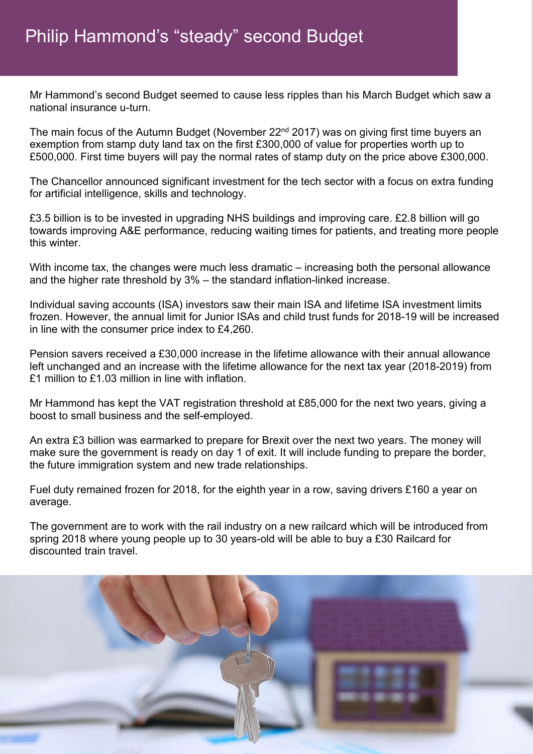# Philip Hammond's "steady" second Budget

Mr Hammond's second Budget seemed to cause less ripples than his March Budget which saw a national insurance u-turn.

The main focus of the Autumn Budget (November 22nd 2017) was on giving first time buyers an exemption from stamp duty land tax on the first £300,000 of value for properties worth up to £500,000. First time buyers will pay the normal rates of stamp duty on the price above £300,000.

The Chancellor announced significant investment for the tech sector with a focus on extra funding for artificial intelligence, skills and technology.

£3.5 billion is to be invested in upgrading NHS buildings and improving care. £2.8 billion will go towards improving A&E performance, reducing waiting times for patients, and treating more people this winter.

With income tax, the changes were much less dramatic – increasing both the personal allowance and the higher rate threshold by 3% – the standard inflation-linked increase.

Individual saving accounts (ISA) investors saw their main ISA and lifetime ISA investment limits frozen. However, the annual limit for Junior ISAs and child trust funds for 2018-19 will be increased in line with the consumer price index to £4,260.

Pension savers received a £30,000 increase in the lifetime allowance with their annual allowance left unchanged and an increase with the lifetime allowance for the next tax year (2018-2019) from £1 million to £1.03 million in line with inflation.

Mr Hammond has kept the VAT registration threshold at £85,000 for the next two years, giving a boost to small business and the self-employed.

An extra £3 billion was earmarked to prepare for Brexit over the next two years. The money will make sure the government is ready on day 1 of exit. It will include funding to prepare the border, the future immigration system and new trade relationships.

Fuel duty remained frozen for 2018, for the eighth year in a row, saving drivers £160 a year on average.

The government are to work with the rail industry on a new railcard which will be introduced from spring 2018 where young people up to 30 years-old will be able to buy a £30 Railcard for discounted train travel.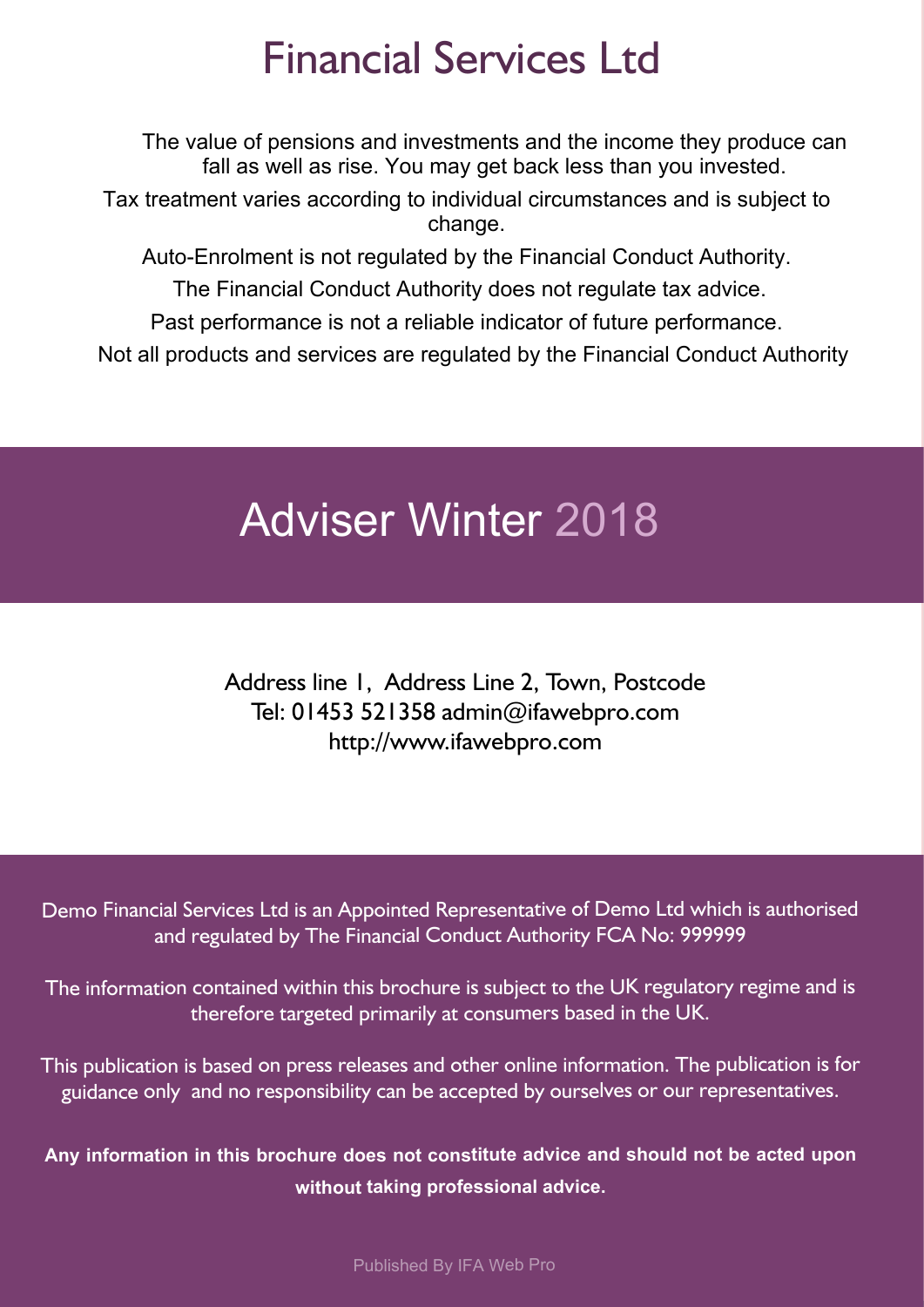# Financial Services Ltd

The value of pensions and investments and the income they produce can fall as well as rise. You may get back less than you invested.

Tax treatment varies according to individual circumstances and is subject to change.

Auto-Enrolment is not regulated by the Financial Conduct Authority.

The Financial Conduct Authority does not regulate tax advice.

Past performance is not a reliable indicator of future performance.

Not all products and services are regulated by the Financial Conduct Authority

## Adviser Winter 2018

Address line 1, Address Line 2, Town, Postcode
Tel: 01453 521358 admin@ifawebpro.com
http://www.ifawebpro.com

Demo Financial Services Ltd is an Appointed Representative of Demo Ltd which is authorised and regulated by The Financial Conduct Authority FCA No: 999999

The information contained within this brochure is subject to the UK regulatory regime and is therefore targeted primarily at consumers based in the UK.

This publication is based on press releases and other online information. The publication is for guidance only and no responsibility can be accepted by ourselves or our representatives.

**Any information in this brochure does not constitute advice and should not be acted upon without taking professional advice.**

Published By IFA Web Pro